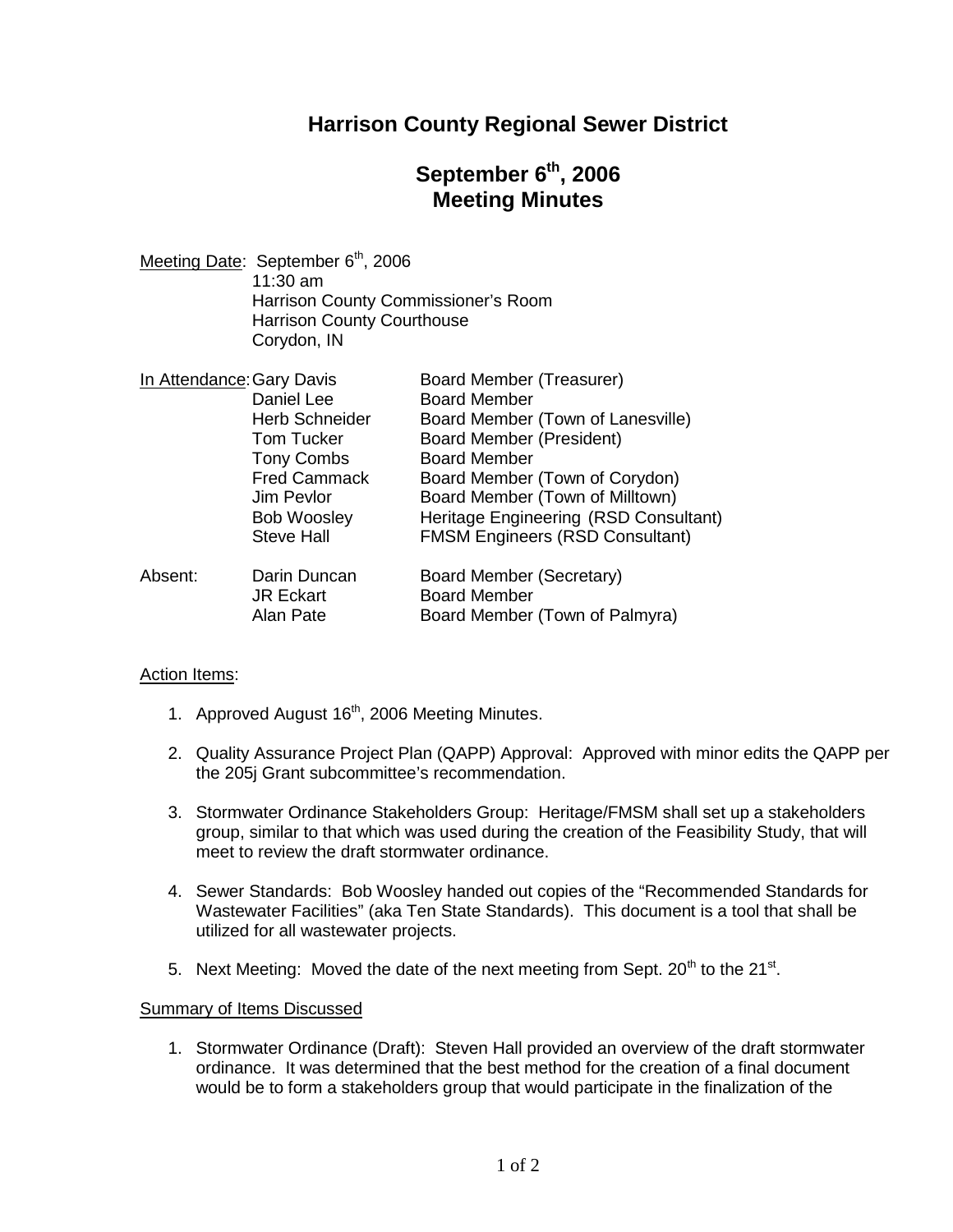# Harrison County Regional Sewer District

## September 6th, 2006
## Meeting Minutes

Meeting Date: September 6th, 2006
11:30 am
Harrison County Commissioner's Room
Harrison County Courthouse
Corydon, IN

In Attendance:

| Name | Role |
|---|---|
| Gary Davis | Board Member (Treasurer) |
| Daniel Lee | Board Member |
| Herb Schneider | Board Member (Town of Lanesville) |
| Tom Tucker | Board Member (President) |
| Tony Combs | Board Member |
| Fred Cammack | Board Member (Town of Corydon) |
| Jim Pevlor | Board Member (Town of Milltown) |
| Bob Woosley | Heritage Engineering (RSD Consultant) |
| Steve Hall | FMSM Engineers (RSD Consultant) |

Absent:

| Name | Role |
|---|---|
| Darin Duncan | Board Member (Secretary) |
| JR Eckart | Board Member |
| Alan Pate | Board Member (Town of Palmyra) |

Action Items:

1. Approved August 16th, 2006 Meeting Minutes.
2. Quality Assurance Project Plan (QAPP) Approval: Approved with minor edits the QAPP per the 205j Grant subcommittee's recommendation.
3. Stormwater Ordinance Stakeholders Group: Heritage/FMSM shall set up a stakeholders group, similar to that which was used during the creation of the Feasibility Study, that will meet to review the draft stormwater ordinance.
4. Sewer Standards: Bob Woosley handed out copies of the "Recommended Standards for Wastewater Facilities" (aka Ten State Standards). This document is a tool that shall be utilized for all wastewater projects.
5. Next Meeting: Moved the date of the next meeting from Sept. 20th to the 21st.

Summary of Items Discussed

1. Stormwater Ordinance (Draft): Steven Hall provided an overview of the draft stormwater ordinance. It was determined that the best method for the creation of a final document would be to form a stakeholders group that would participate in the finalization of the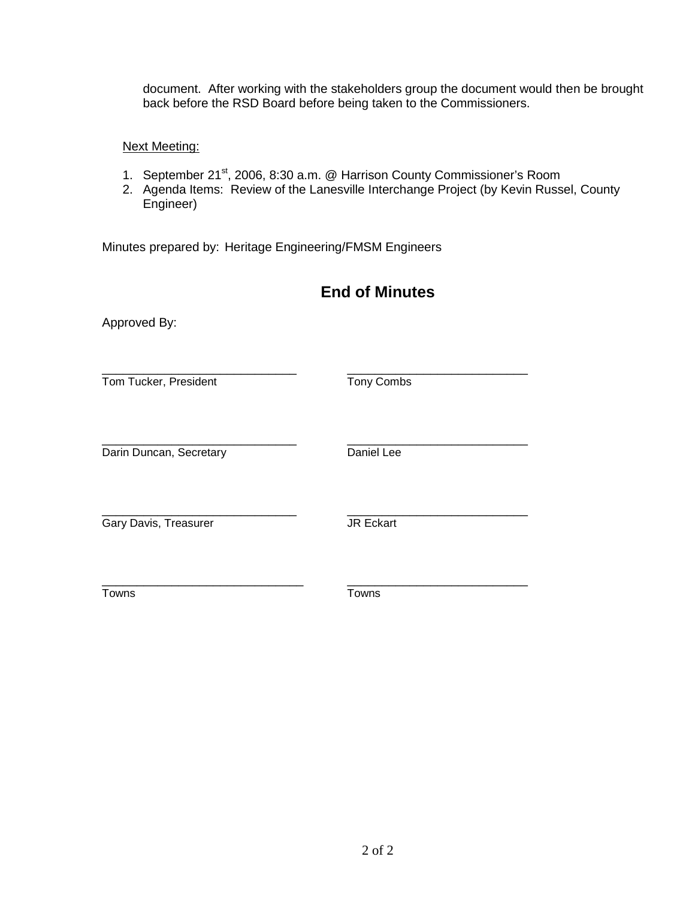document. After working with the stakeholders group the document would then be brought back before the RSD Board before being taken to the Commissioners.

<u>Next Meeting:</u>

1. September 21st, 2006, 8:30 a.m. @ Harrison County Commissioner's Room
2. Agenda Items: Review of the Lanesville Interchange Project (by Kevin Russel, County Engineer)

Minutes prepared by: Heritage Engineering/FMSM Engineers

## End of Minutes

Approved By:

| | |
|---|---|
| ______________________________ | ____________________________ |
| Tom Tucker, President | Tony Combs |
| ______________________________ | ____________________________ |
| Darin Duncan, Secretary | Daniel Lee |
| ______________________________ | ____________________________ |
| Gary Davis, Treasurer | JR Eckart |
| ______________________________ | ____________________________ |
| Towns | Towns |